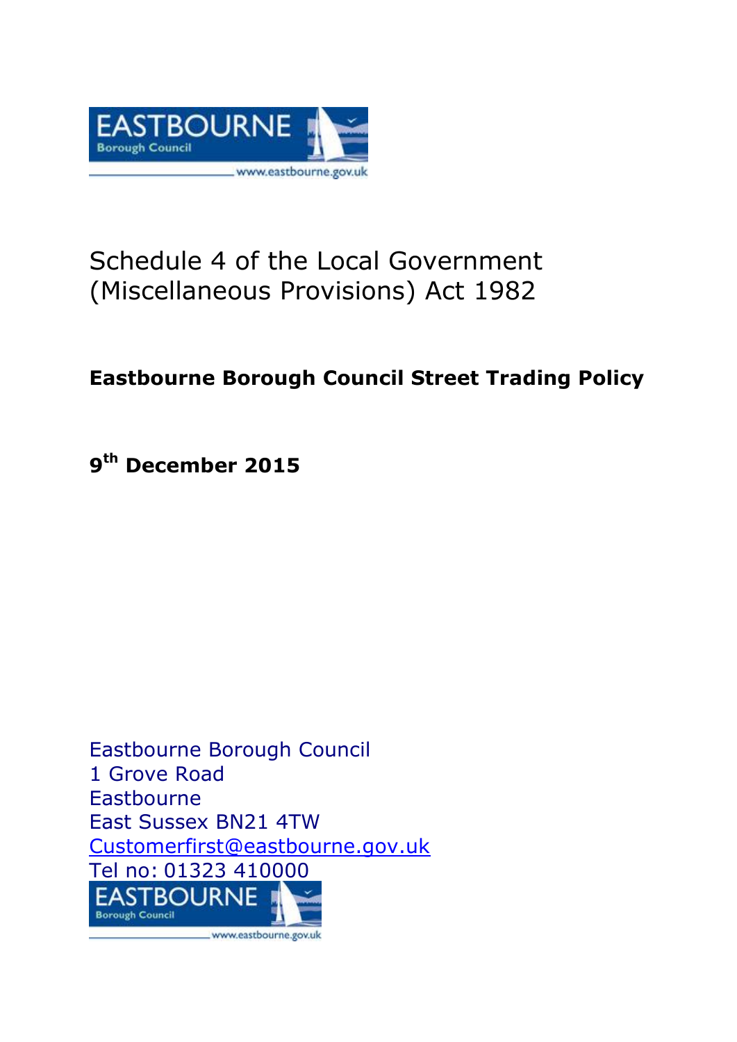# Schedule 4 of the Local Government (Miscellaneous Provisions) Act 1982

## Eastbourne Borough Council Street Trading Policy

**9th December 2015**

Eastbourne Borough Council
1 Grove Road
Eastbourne
East Sussex BN21 4TW
Customerfirst@eastbourne.gov.uk
Tel no: 01323 410000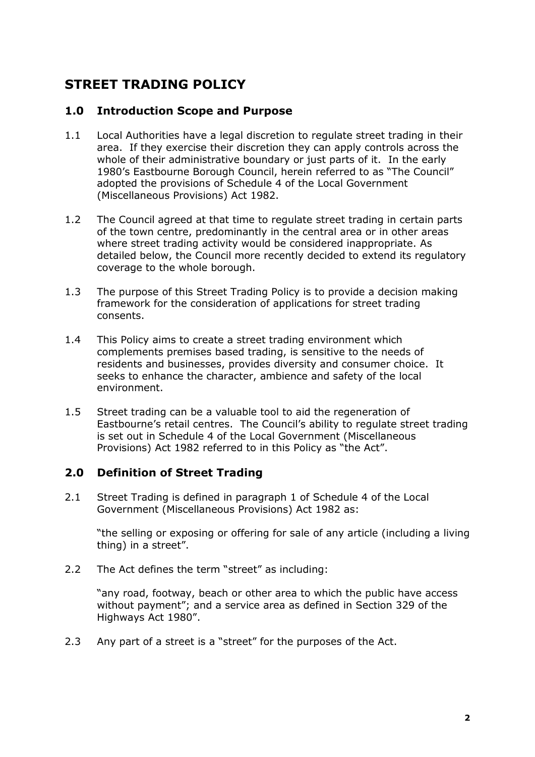# STREET TRADING POLICY

## 1.0 Introduction Scope and Purpose

1.1 Local Authorities have a legal discretion to regulate street trading in their area. If they exercise their discretion they can apply controls across the whole of their administrative boundary or just parts of it. In the early 1980's Eastbourne Borough Council, herein referred to as "The Council" adopted the provisions of Schedule 4 of the Local Government (Miscellaneous Provisions) Act 1982.

1.2 The Council agreed at that time to regulate street trading in certain parts of the town centre, predominantly in the central area or in other areas where street trading activity would be considered inappropriate. As detailed below, the Council more recently decided to extend its regulatory coverage to the whole borough.

1.3 The purpose of this Street Trading Policy is to provide a decision making framework for the consideration of applications for street trading consents.

1.4 This Policy aims to create a street trading environment which complements premises based trading, is sensitive to the needs of residents and businesses, provides diversity and consumer choice. It seeks to enhance the character, ambience and safety of the local environment.

1.5 Street trading can be a valuable tool to aid the regeneration of Eastbourne's retail centres. The Council's ability to regulate street trading is set out in Schedule 4 of the Local Government (Miscellaneous Provisions) Act 1982 referred to in this Policy as "the Act".

## 2.0 Definition of Street Trading

2.1 Street Trading is defined in paragraph 1 of Schedule 4 of the Local Government (Miscellaneous Provisions) Act 1982 as:

"the selling or exposing or offering for sale of any article (including a living thing) in a street".

2.2 The Act defines the term "street" as including:

"any road, footway, beach or other area to which the public have access without payment"; and a service area as defined in Section 329 of the Highways Act 1980".

2.3 Any part of a street is a "street" for the purposes of the Act.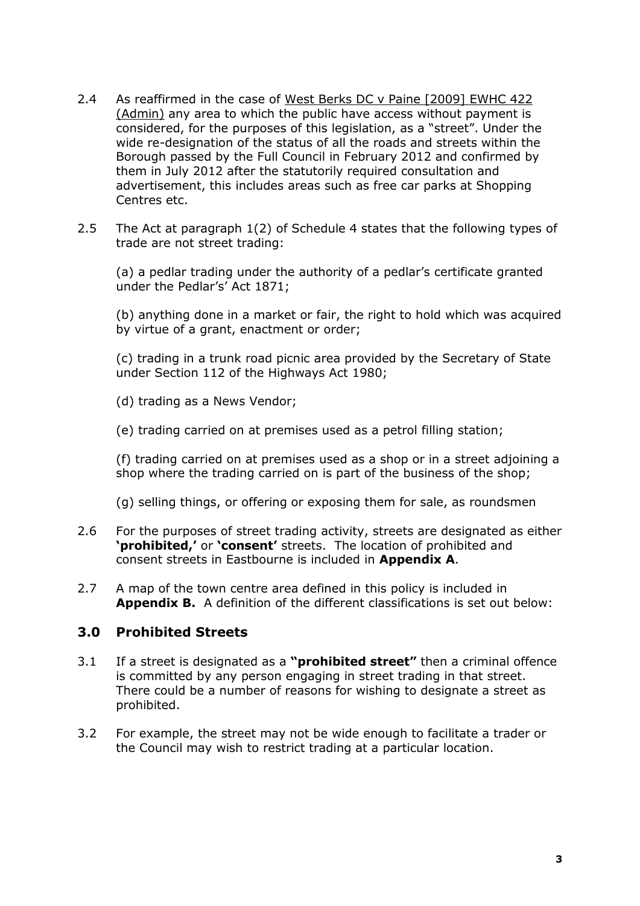2.4 As reaffirmed in the case of West Berks DC v Paine [2009] EWHC 422 (Admin) any area to which the public have access without payment is considered, for the purposes of this legislation, as a "street". Under the wide re-designation of the status of all the roads and streets within the Borough passed by the Full Council in February 2012 and confirmed by them in July 2012 after the statutorily required consultation and advertisement, this includes areas such as free car parks at Shopping Centres etc.

2.5 The Act at paragraph 1(2) of Schedule 4 states that the following types of trade are not street trading:

(a) a pedlar trading under the authority of a pedlar's certificate granted under the Pedlar's' Act 1871;

(b) anything done in a market or fair, the right to hold which was acquired by virtue of a grant, enactment or order;

(c) trading in a trunk road picnic area provided by the Secretary of State under Section 112 of the Highways Act 1980;

(d) trading as a News Vendor;

(e) trading carried on at premises used as a petrol filling station;

(f) trading carried on at premises used as a shop or in a street adjoining a shop where the trading carried on is part of the business of the shop;

(g) selling things, or offering or exposing them for sale, as roundsmen

2.6 For the purposes of street trading activity, streets are designated as either **'prohibited,'** or **'consent'** streets. The location of prohibited and consent streets in Eastbourne is included in **Appendix A**.

2.7 A map of the town centre area defined in this policy is included in **Appendix B.** A definition of the different classifications is set out below:

## 3.0 Prohibited Streets

3.1 If a street is designated as a **"prohibited street"** then a criminal offence is committed by any person engaging in street trading in that street. There could be a number of reasons for wishing to designate a street as prohibited.

3.2 For example, the street may not be wide enough to facilitate a trader or the Council may wish to restrict trading at a particular location.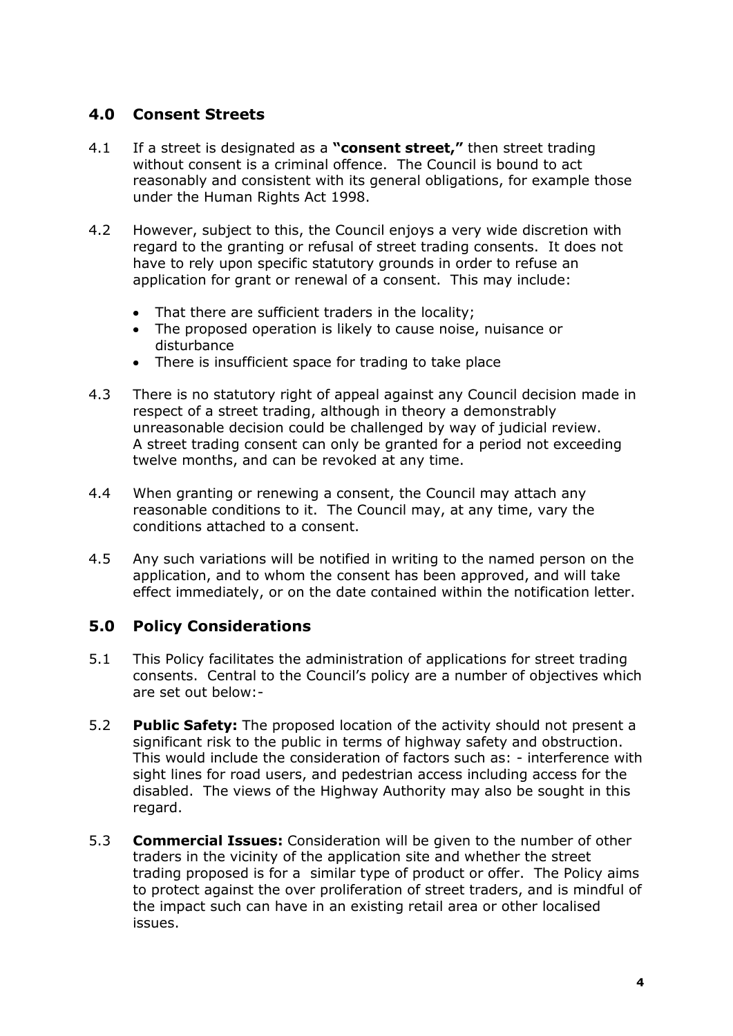## 4.0 Consent Streets

4.1 If a street is designated as a **"consent street,"** then street trading without consent is a criminal offence. The Council is bound to act reasonably and consistent with its general obligations, for example those under the Human Rights Act 1998.

4.2 However, subject to this, the Council enjoys a very wide discretion with regard to the granting or refusal of street trading consents. It does not have to rely upon specific statutory grounds in order to refuse an application for grant or renewal of a consent. This may include:

- That there are sufficient traders in the locality;
- The proposed operation is likely to cause noise, nuisance or disturbance
- There is insufficient space for trading to take place

4.3 There is no statutory right of appeal against any Council decision made in respect of a street trading, although in theory a demonstrably unreasonable decision could be challenged by way of judicial review. A street trading consent can only be granted for a period not exceeding twelve months, and can be revoked at any time.

4.4 When granting or renewing a consent, the Council may attach any reasonable conditions to it. The Council may, at any time, vary the conditions attached to a consent.

4.5 Any such variations will be notified in writing to the named person on the application, and to whom the consent has been approved, and will take effect immediately, or on the date contained within the notification letter.

## 5.0 Policy Considerations

5.1 This Policy facilitates the administration of applications for street trading consents. Central to the Council's policy are a number of objectives which are set out below:-

5.2 **Public Safety:** The proposed location of the activity should not present a significant risk to the public in terms of highway safety and obstruction. This would include the consideration of factors such as: - interference with sight lines for road users, and pedestrian access including access for the disabled. The views of the Highway Authority may also be sought in this regard.

5.3 **Commercial Issues:** Consideration will be given to the number of other traders in the vicinity of the application site and whether the street trading proposed is for a similar type of product or offer. The Policy aims to protect against the over proliferation of street traders, and is mindful of the impact such can have in an existing retail area or other localised issues.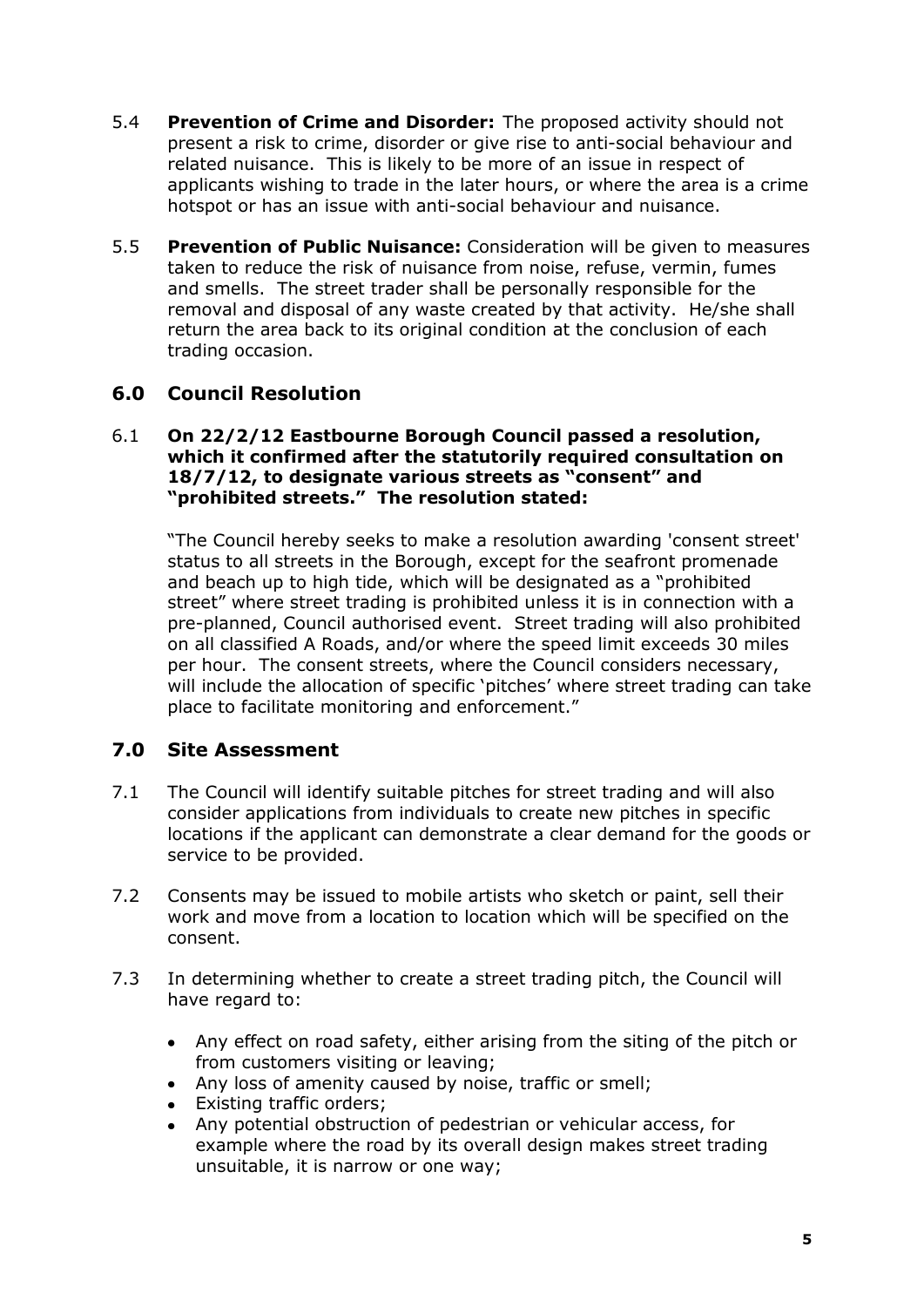5.4 **Prevention of Crime and Disorder:** The proposed activity should not present a risk to crime, disorder or give rise to anti-social behaviour and related nuisance. This is likely to be more of an issue in respect of applicants wishing to trade in the later hours, or where the area is a crime hotspot or has an issue with anti-social behaviour and nuisance.

5.5 **Prevention of Public Nuisance:** Consideration will be given to measures taken to reduce the risk of nuisance from noise, refuse, vermin, fumes and smells. The street trader shall be personally responsible for the removal and disposal of any waste created by that activity. He/she shall return the area back to its original condition at the conclusion of each trading occasion.

## 6.0 Council Resolution

6.1 **On 22/2/12 Eastbourne Borough Council passed a resolution, which it confirmed after the statutorily required consultation on 18/7/12, to designate various streets as "consent" and "prohibited streets." The resolution stated:**

"The Council hereby seeks to make a resolution awarding 'consent street' status to all streets in the Borough, except for the seafront promenade and beach up to high tide, which will be designated as a "prohibited street" where street trading is prohibited unless it is in connection with a pre-planned, Council authorised event. Street trading will also prohibited on all classified A Roads, and/or where the speed limit exceeds 30 miles per hour. The consent streets, where the Council considers necessary, will include the allocation of specific 'pitches' where street trading can take place to facilitate monitoring and enforcement."

## 7.0 Site Assessment

7.1 The Council will identify suitable pitches for street trading and will also consider applications from individuals to create new pitches in specific locations if the applicant can demonstrate a clear demand for the goods or service to be provided.

7.2 Consents may be issued to mobile artists who sketch or paint, sell their work and move from a location to location which will be specified on the consent.

7.3 In determining whether to create a street trading pitch, the Council will have regard to:

- Any effect on road safety, either arising from the siting of the pitch or from customers visiting or leaving;
- Any loss of amenity caused by noise, traffic or smell;
- Existing traffic orders;
- Any potential obstruction of pedestrian or vehicular access, for example where the road by its overall design makes street trading unsuitable, it is narrow or one way;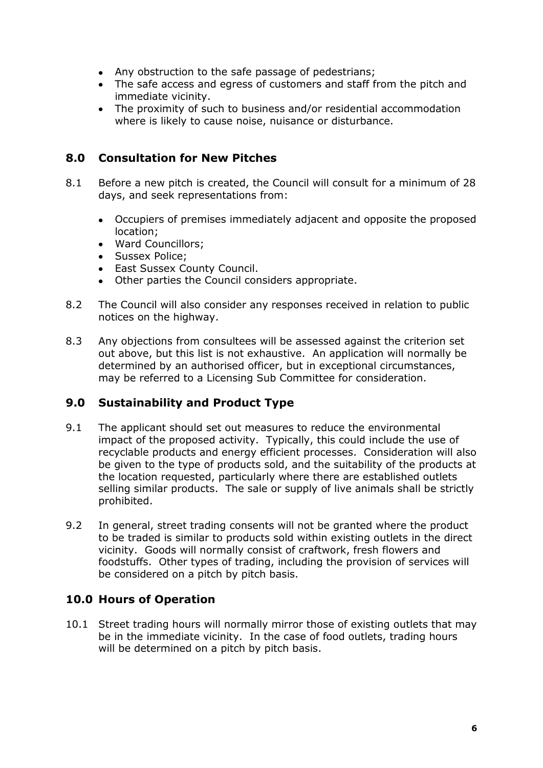- Any obstruction to the safe passage of pedestrians;
- The safe access and egress of customers and staff from the pitch and immediate vicinity.
- The proximity of such to business and/or residential accommodation where is likely to cause noise, nuisance or disturbance.

## 8.0 Consultation for New Pitches

8.1 Before a new pitch is created, the Council will consult for a minimum of 28 days, and seek representations from:

- Occupiers of premises immediately adjacent and opposite the proposed location;
- Ward Councillors;
- Sussex Police;
- East Sussex County Council.
- Other parties the Council considers appropriate.

8.2 The Council will also consider any responses received in relation to public notices on the highway.

8.3 Any objections from consultees will be assessed against the criterion set out above, but this list is not exhaustive. An application will normally be determined by an authorised officer, but in exceptional circumstances, may be referred to a Licensing Sub Committee for consideration.

## 9.0 Sustainability and Product Type

9.1 The applicant should set out measures to reduce the environmental impact of the proposed activity. Typically, this could include the use of recyclable products and energy efficient processes. Consideration will also be given to the type of products sold, and the suitability of the products at the location requested, particularly where there are established outlets selling similar products. The sale or supply of live animals shall be strictly prohibited.

9.2 In general, street trading consents will not be granted where the product to be traded is similar to products sold within existing outlets in the direct vicinity. Goods will normally consist of craftwork, fresh flowers and foodstuffs. Other types of trading, including the provision of services will be considered on a pitch by pitch basis.

## 10.0 Hours of Operation

10.1 Street trading hours will normally mirror those of existing outlets that may be in the immediate vicinity. In the case of food outlets, trading hours will be determined on a pitch by pitch basis.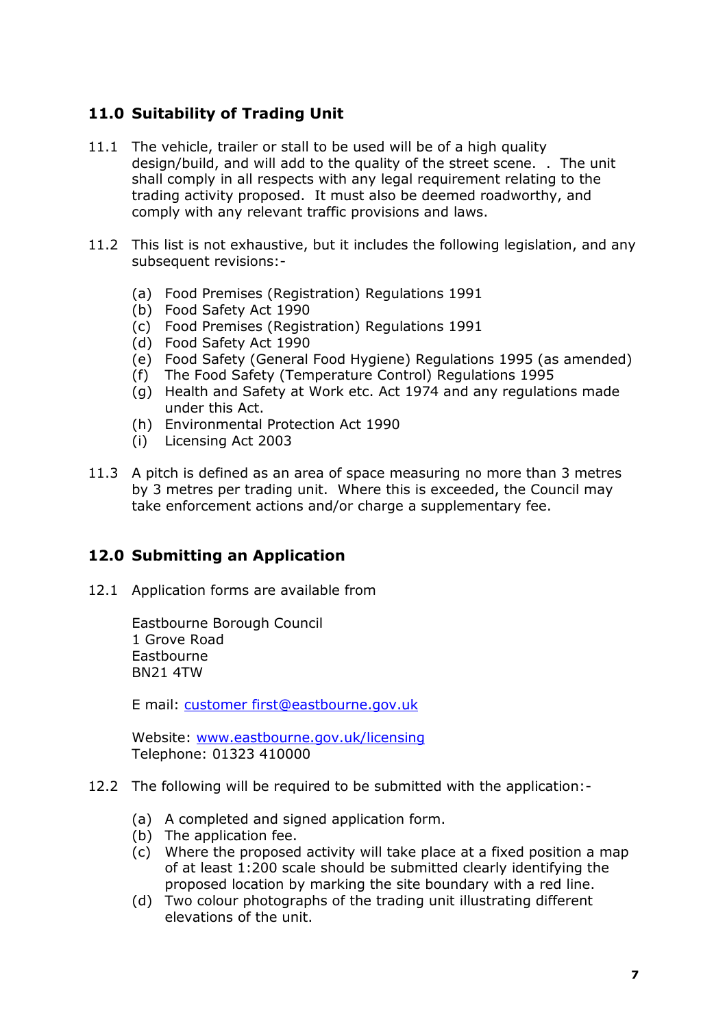## 11.0 Suitability of Trading Unit

11.1 The vehicle, trailer or stall to be used will be of a high quality design/build, and will add to the quality of the street scene. . The unit shall comply in all respects with any legal requirement relating to the trading activity proposed. It must also be deemed roadworthy, and comply with any relevant traffic provisions and laws.

11.2 This list is not exhaustive, but it includes the following legislation, and any subsequent revisions:-

(a) Food Premises (Registration) Regulations 1991
(b) Food Safety Act 1990
(c) Food Premises (Registration) Regulations 1991
(d) Food Safety Act 1990
(e) Food Safety (General Food Hygiene) Regulations 1995 (as amended)
(f) The Food Safety (Temperature Control) Regulations 1995
(g) Health and Safety at Work etc. Act 1974 and any regulations made under this Act.
(h) Environmental Protection Act 1990
(i) Licensing Act 2003

11.3 A pitch is defined as an area of space measuring no more than 3 metres by 3 metres per trading unit. Where this is exceeded, the Council may take enforcement actions and/or charge a supplementary fee.

## 12.0 Submitting an Application

12.1 Application forms are available from

Eastbourne Borough Council
1 Grove Road
Eastbourne
BN21 4TW

E mail: customer first@eastbourne.gov.uk

Website: www.eastbourne.gov.uk/licensing
Telephone: 01323 410000

12.2 The following will be required to be submitted with the application:-

(a) A completed and signed application form.
(b) The application fee.
(c) Where the proposed activity will take place at a fixed position a map of at least 1:200 scale should be submitted clearly identifying the proposed location by marking the site boundary with a red line.
(d) Two colour photographs of the trading unit illustrating different elevations of the unit.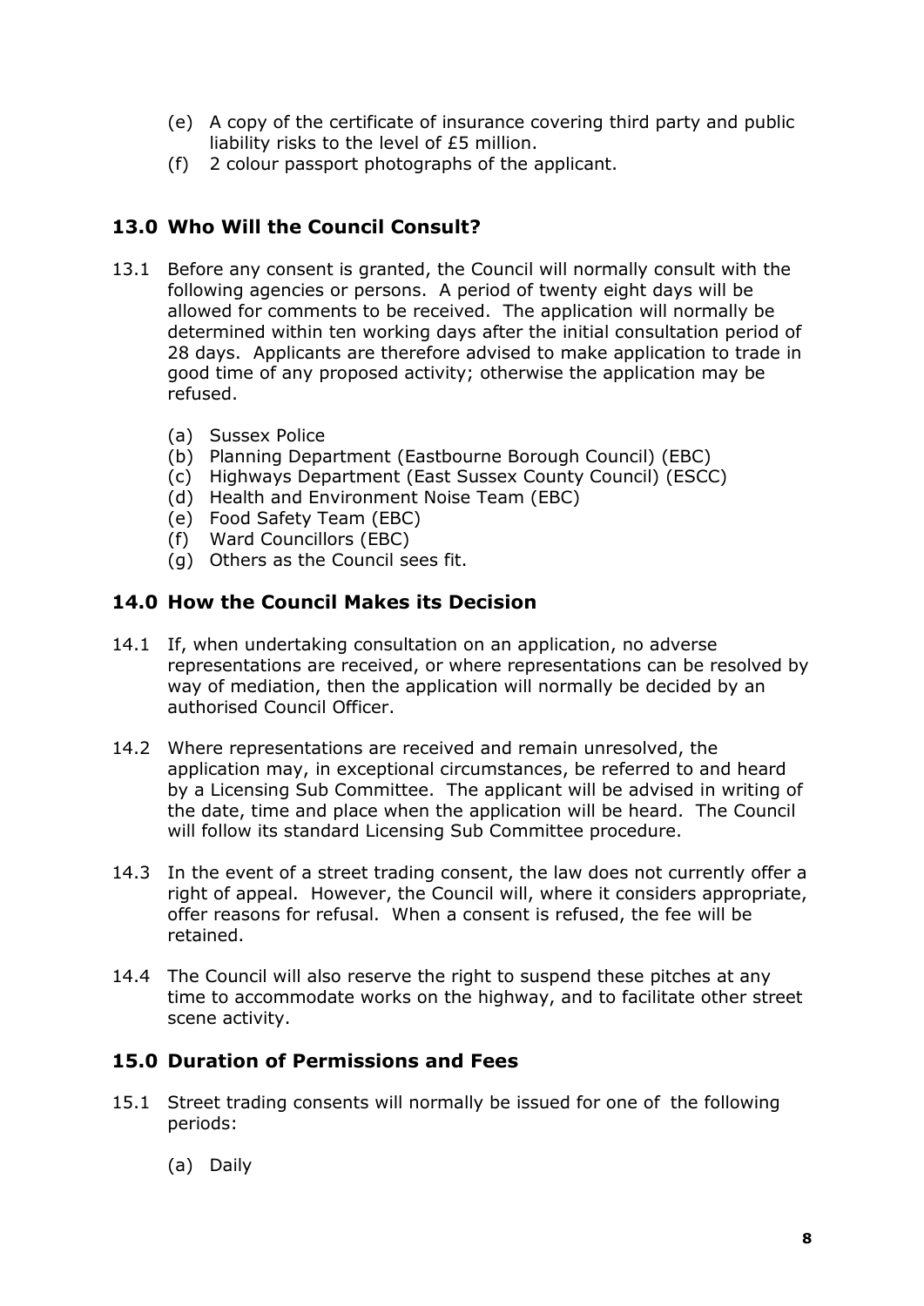(e) A copy of the certificate of insurance covering third party and public liability risks to the level of £5 million.
(f) 2 colour passport photographs of the applicant.

## 13.0 Who Will the Council Consult?

13.1 Before any consent is granted, the Council will normally consult with the following agencies or persons. A period of twenty eight days will be allowed for comments to be received. The application will normally be determined within ten working days after the initial consultation period of 28 days. Applicants are therefore advised to make application to trade in good time of any proposed activity; otherwise the application may be refused.

(a) Sussex Police
(b) Planning Department (Eastbourne Borough Council) (EBC)
(c) Highways Department (East Sussex County Council) (ESCC)
(d) Health and Environment Noise Team (EBC)
(e) Food Safety Team (EBC)
(f) Ward Councillors (EBC)
(g) Others as the Council sees fit.

## 14.0 How the Council Makes its Decision

14.1 If, when undertaking consultation on an application, no adverse representations are received, or where representations can be resolved by way of mediation, then the application will normally be decided by an authorised Council Officer.

14.2 Where representations are received and remain unresolved, the application may, in exceptional circumstances, be referred to and heard by a Licensing Sub Committee. The applicant will be advised in writing of the date, time and place when the application will be heard. The Council will follow its standard Licensing Sub Committee procedure.

14.3 In the event of a street trading consent, the law does not currently offer a right of appeal. However, the Council will, where it considers appropriate, offer reasons for refusal. When a consent is refused, the fee will be retained.

14.4 The Council will also reserve the right to suspend these pitches at any time to accommodate works on the highway, and to facilitate other street scene activity.

## 15.0 Duration of Permissions and Fees

15.1 Street trading consents will normally be issued for one of the following periods:

(a) Daily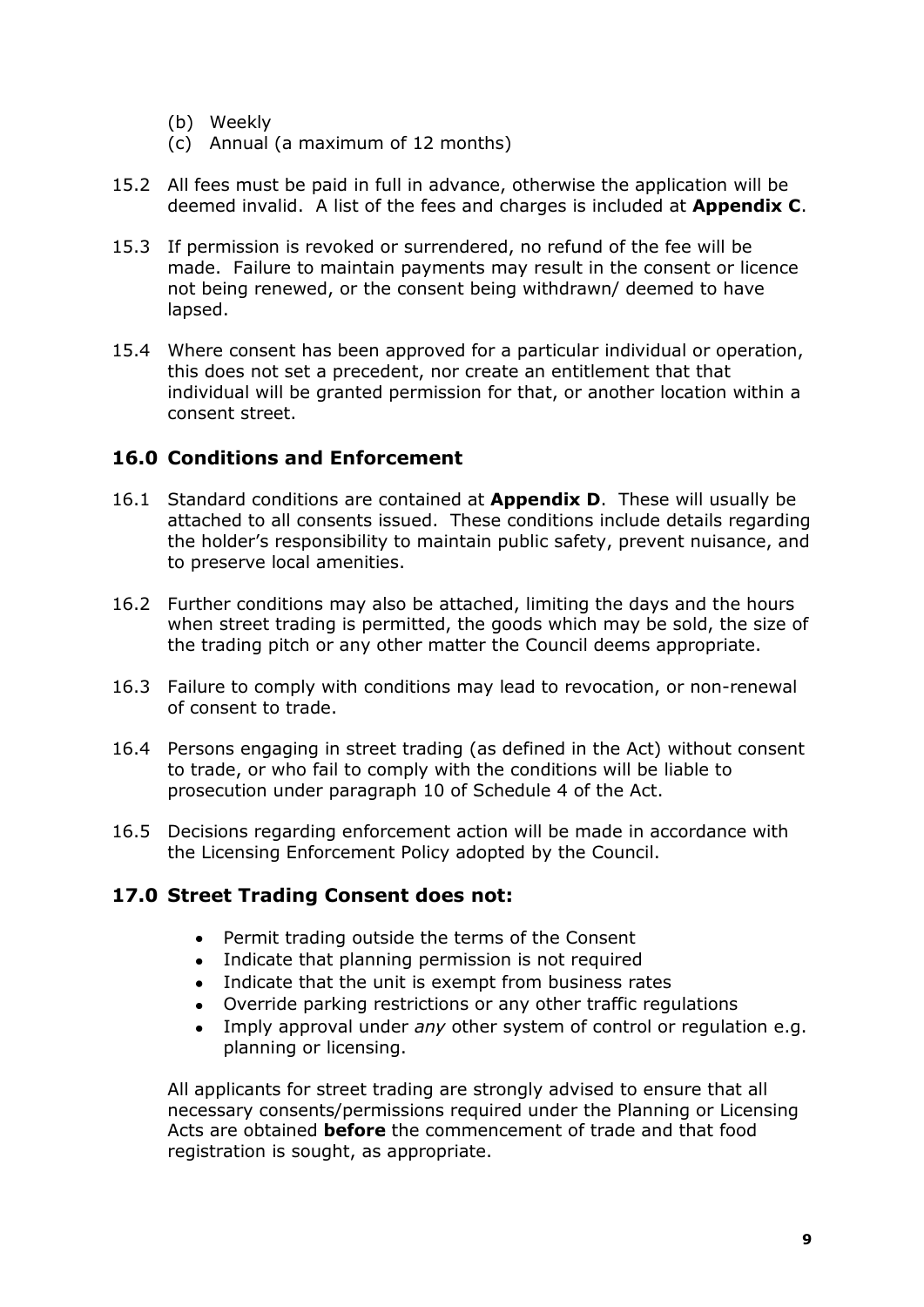(b) Weekly
(c) Annual (a maximum of 12 months)

15.2 All fees must be paid in full in advance, otherwise the application will be deemed invalid. A list of the fees and charges is included at **Appendix C**.

15.3 If permission is revoked or surrendered, no refund of the fee will be made. Failure to maintain payments may result in the consent or licence not being renewed, or the consent being withdrawn/ deemed to have lapsed.

15.4 Where consent has been approved for a particular individual or operation, this does not set a precedent, nor create an entitlement that that individual will be granted permission for that, or another location within a consent street.

## 16.0 Conditions and Enforcement

16.1 Standard conditions are contained at **Appendix D**. These will usually be attached to all consents issued. These conditions include details regarding the holder's responsibility to maintain public safety, prevent nuisance, and to preserve local amenities.

16.2 Further conditions may also be attached, limiting the days and the hours when street trading is permitted, the goods which may be sold, the size of the trading pitch or any other matter the Council deems appropriate.

16.3 Failure to comply with conditions may lead to revocation, or non-renewal of consent to trade.

16.4 Persons engaging in street trading (as defined in the Act) without consent to trade, or who fail to comply with the conditions will be liable to prosecution under paragraph 10 of Schedule 4 of the Act.

16.5 Decisions regarding enforcement action will be made in accordance with the Licensing Enforcement Policy adopted by the Council.

## 17.0 Street Trading Consent does not:

- Permit trading outside the terms of the Consent
- Indicate that planning permission is not required
- Indicate that the unit is exempt from business rates
- Override parking restrictions or any other traffic regulations
- Imply approval under *any* other system of control or regulation e.g. planning or licensing.

All applicants for street trading are strongly advised to ensure that all necessary consents/permissions required under the Planning or Licensing Acts are obtained **before** the commencement of trade and that food registration is sought, as appropriate.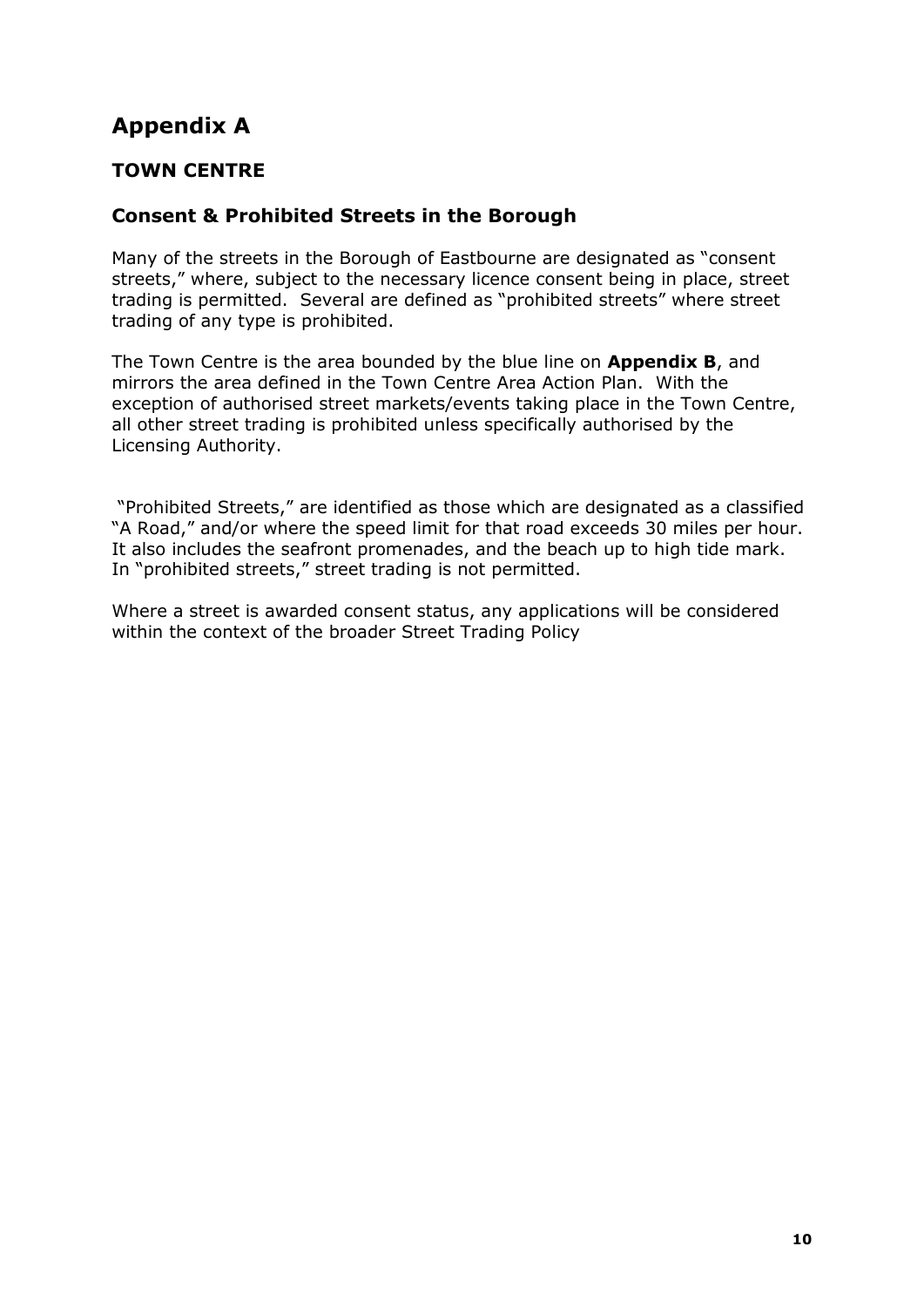# Appendix A

### TOWN CENTRE

### Consent & Prohibited Streets in the Borough

Many of the streets in the Borough of Eastbourne are designated as "consent streets," where, subject to the necessary licence consent being in place, street trading is permitted. Several are defined as "prohibited streets" where street trading of any type is prohibited.

The Town Centre is the area bounded by the blue line on **Appendix B**, and mirrors the area defined in the Town Centre Area Action Plan. With the exception of authorised street markets/events taking place in the Town Centre, all other street trading is prohibited unless specifically authorised by the Licensing Authority.

"Prohibited Streets," are identified as those which are designated as a classified "A Road," and/or where the speed limit for that road exceeds 30 miles per hour. It also includes the seafront promenades, and the beach up to high tide mark. In "prohibited streets," street trading is not permitted.

Where a street is awarded consent status, any applications will be considered within the context of the broader Street Trading Policy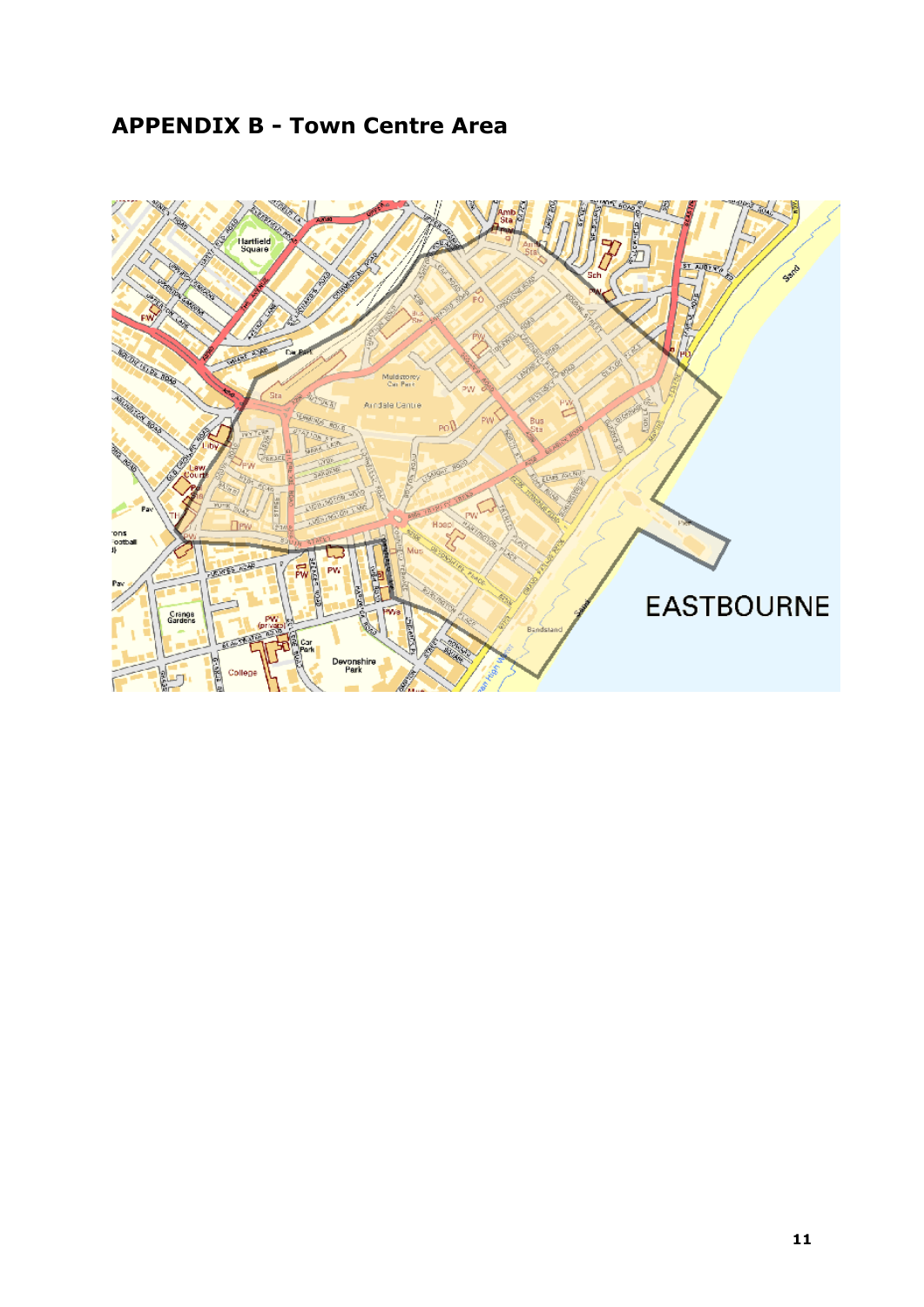## APPENDIX B - Town Centre Area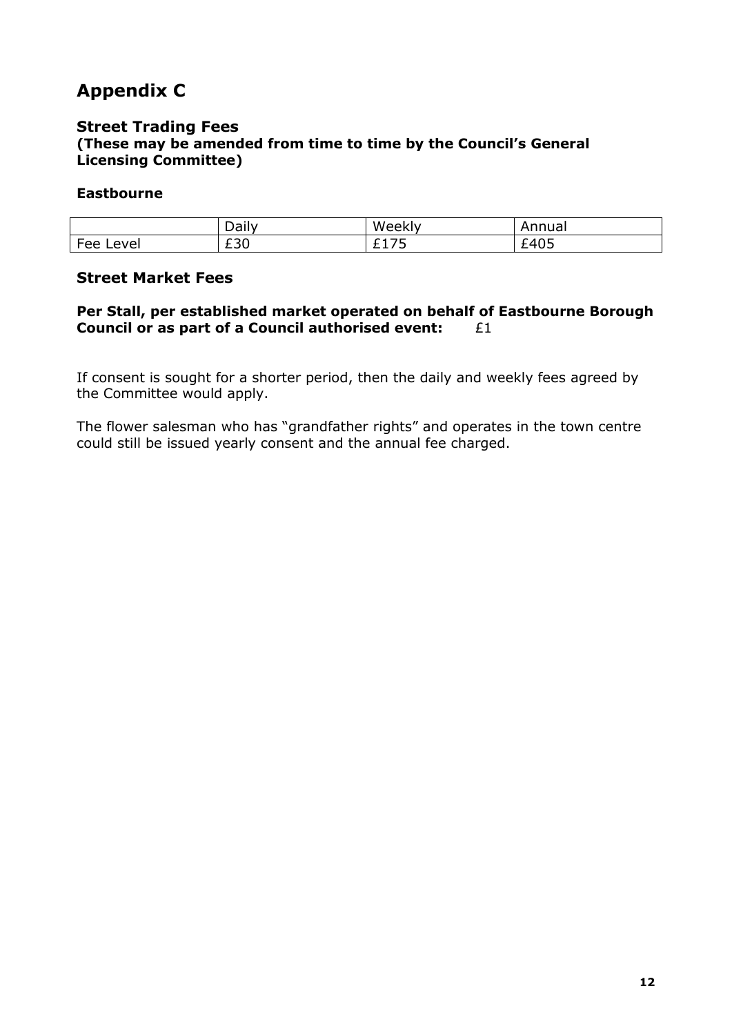# Appendix C

### Street Trading Fees
**(These may be amended from time to time by the Council's General Licensing Committee)**

#### Eastbourne

| | Daily | Weekly | Annual |
|---|---|---|---|
| Fee Level | £30 | £175 | £405 |

### Street Market Fees

**Per Stall, per established market operated on behalf of Eastbourne Borough Council or as part of a Council authorised event:** £1

If consent is sought for a shorter period, then the daily and weekly fees agreed by the Committee would apply.

The flower salesman who has "grandfather rights" and operates in the town centre could still be issued yearly consent and the annual fee charged.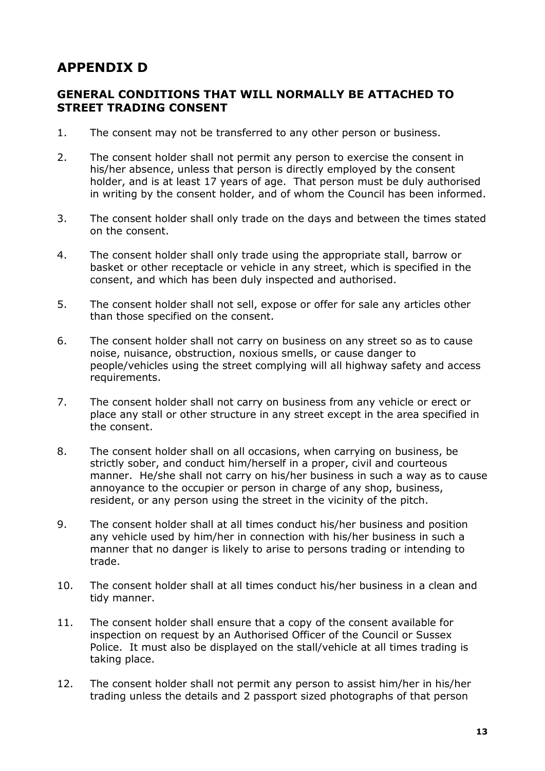# APPENDIX D

## GENERAL CONDITIONS THAT WILL NORMALLY BE ATTACHED TO STREET TRADING CONSENT

1. The consent may not be transferred to any other person or business.

2. The consent holder shall not permit any person to exercise the consent in his/her absence, unless that person is directly employed by the consent holder, and is at least 17 years of age. That person must be duly authorised in writing by the consent holder, and of whom the Council has been informed.

3. The consent holder shall only trade on the days and between the times stated on the consent.

4. The consent holder shall only trade using the appropriate stall, barrow or basket or other receptacle or vehicle in any street, which is specified in the consent, and which has been duly inspected and authorised.

5. The consent holder shall not sell, expose or offer for sale any articles other than those specified on the consent.

6. The consent holder shall not carry on business on any street so as to cause noise, nuisance, obstruction, noxious smells, or cause danger to people/vehicles using the street complying will all highway safety and access requirements.

7. The consent holder shall not carry on business from any vehicle or erect or place any stall or other structure in any street except in the area specified in the consent.

8. The consent holder shall on all occasions, when carrying on business, be strictly sober, and conduct him/herself in a proper, civil and courteous manner. He/she shall not carry on his/her business in such a way as to cause annoyance to the occupier or person in charge of any shop, business, resident, or any person using the street in the vicinity of the pitch.

9. The consent holder shall at all times conduct his/her business and position any vehicle used by him/her in connection with his/her business in such a manner that no danger is likely to arise to persons trading or intending to trade.

10. The consent holder shall at all times conduct his/her business in a clean and tidy manner.

11. The consent holder shall ensure that a copy of the consent available for inspection on request by an Authorised Officer of the Council or Sussex Police. It must also be displayed on the stall/vehicle at all times trading is taking place.

12. The consent holder shall not permit any person to assist him/her in his/her trading unless the details and 2 passport sized photographs of that person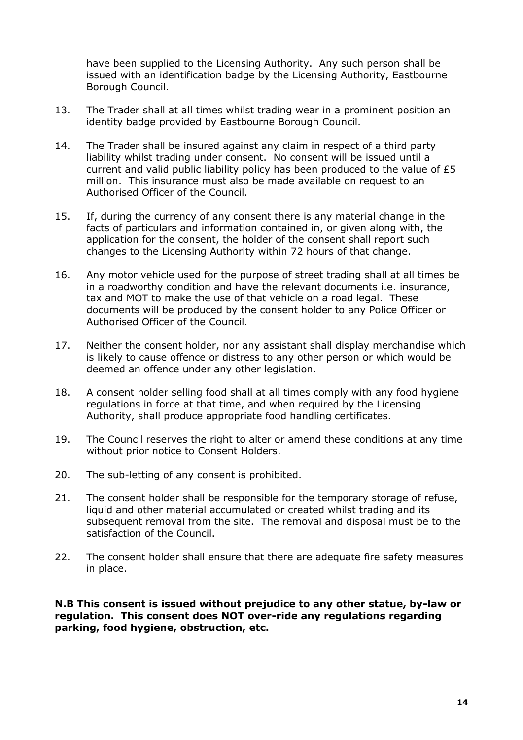have been supplied to the Licensing Authority. Any such person shall be issued with an identification badge by the Licensing Authority, Eastbourne Borough Council.

13. The Trader shall at all times whilst trading wear in a prominent position an identity badge provided by Eastbourne Borough Council.

14. The Trader shall be insured against any claim in respect of a third party liability whilst trading under consent. No consent will be issued until a current and valid public liability policy has been produced to the value of £5 million. This insurance must also be made available on request to an Authorised Officer of the Council.

15. If, during the currency of any consent there is any material change in the facts of particulars and information contained in, or given along with, the application for the consent, the holder of the consent shall report such changes to the Licensing Authority within 72 hours of that change.

16. Any motor vehicle used for the purpose of street trading shall at all times be in a roadworthy condition and have the relevant documents i.e. insurance, tax and MOT to make the use of that vehicle on a road legal. These documents will be produced by the consent holder to any Police Officer or Authorised Officer of the Council.

17. Neither the consent holder, nor any assistant shall display merchandise which is likely to cause offence or distress to any other person or which would be deemed an offence under any other legislation.

18. A consent holder selling food shall at all times comply with any food hygiene regulations in force at that time, and when required by the Licensing Authority, shall produce appropriate food handling certificates.

19. The Council reserves the right to alter or amend these conditions at any time without prior notice to Consent Holders.

20. The sub-letting of any consent is prohibited.

21. The consent holder shall be responsible for the temporary storage of refuse, liquid and other material accumulated or created whilst trading and its subsequent removal from the site. The removal and disposal must be to the satisfaction of the Council.

22. The consent holder shall ensure that there are adequate fire safety measures in place.

**N.B This consent is issued without prejudice to any other statue, by-law or regulation. This consent does NOT over-ride any regulations regarding parking, food hygiene, obstruction, etc.**